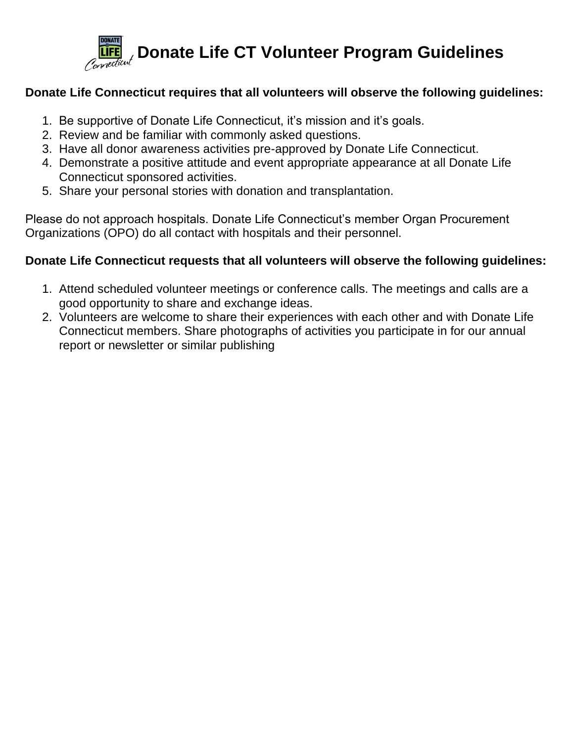# Donate Life CT Volunteer Program Guidelines

**Donate Life Connecticut requires that all volunteers will observe the following guidelines:**

1. Be supportive of Donate Life Connecticut, it's mission and it's goals.
2. Review and be familiar with commonly asked questions.
3. Have all donor awareness activities pre-approved by Donate Life Connecticut.
4. Demonstrate a positive attitude and event appropriate appearance at all Donate Life Connecticut sponsored activities.
5. Share your personal stories with donation and transplantation.

Please do not approach hospitals. Donate Life Connecticut's member Organ Procurement Organizations (OPO) do all contact with hospitals and their personnel.

**Donate Life Connecticut requests that all volunteers will observe the following guidelines:**

1. Attend scheduled volunteer meetings or conference calls. The meetings and calls are a good opportunity to share and exchange ideas.
2. Volunteers are welcome to share their experiences with each other and with Donate Life Connecticut members. Share photographs of activities you participate in for our annual report or newsletter or similar publishing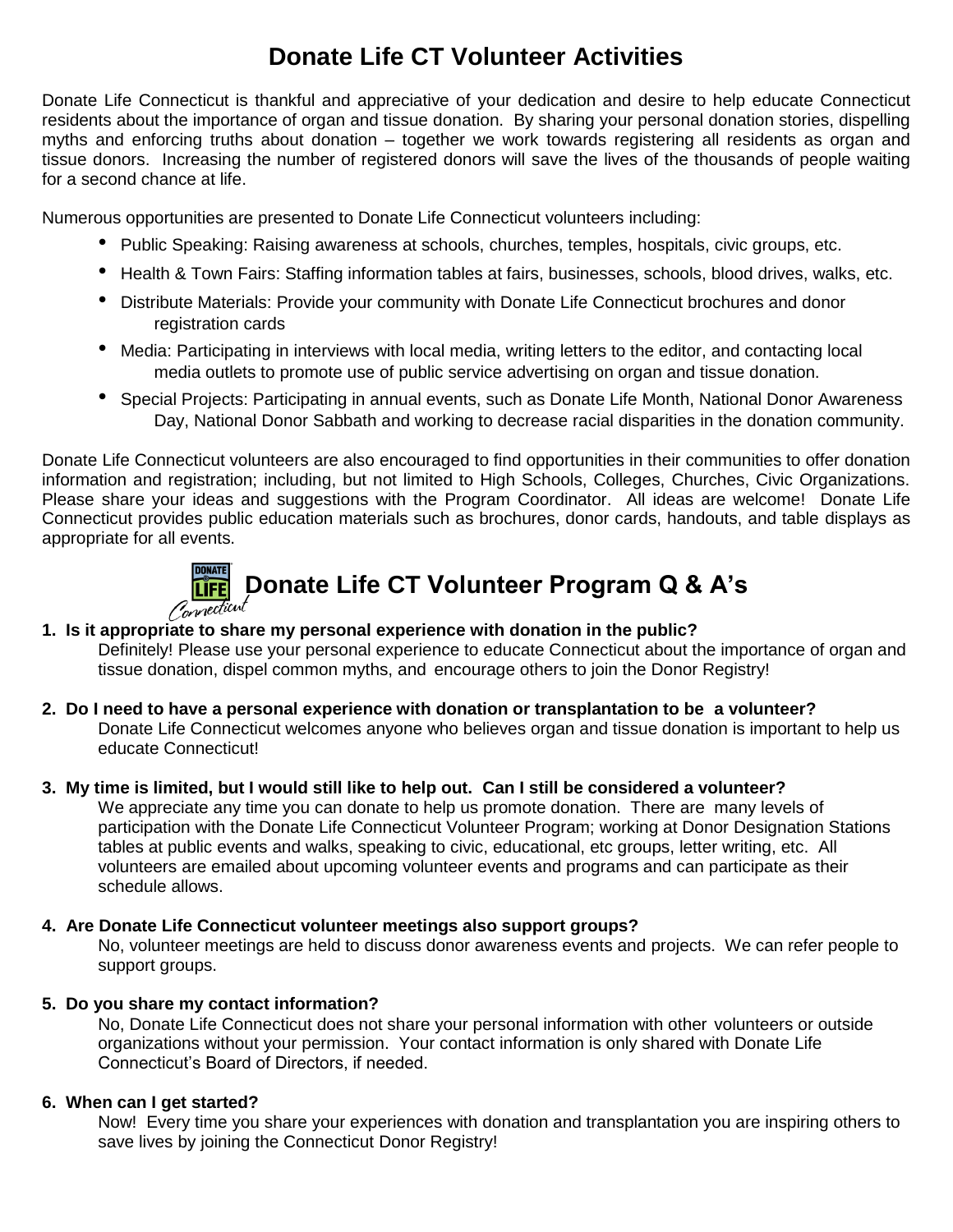# Donate Life CT Volunteer Activities

Donate Life Connecticut is thankful and appreciative of your dedication and desire to help educate Connecticut residents about the importance of organ and tissue donation. By sharing your personal donation stories, dispelling myths and enforcing truths about donation – together we work towards registering all residents as organ and tissue donors. Increasing the number of registered donors will save the lives of the thousands of people waiting for a second chance at life.

Numerous opportunities are presented to Donate Life Connecticut volunteers including:

- Public Speaking: Raising awareness at schools, churches, temples, hospitals, civic groups, etc.
- Health & Town Fairs: Staffing information tables at fairs, businesses, schools, blood drives, walks, etc.
- Distribute Materials: Provide your community with Donate Life Connecticut brochures and donor registration cards
- Media: Participating in interviews with local media, writing letters to the editor, and contacting local media outlets to promote use of public service advertising on organ and tissue donation.
- Special Projects: Participating in annual events, such as Donate Life Month, National Donor Awareness Day, National Donor Sabbath and working to decrease racial disparities in the donation community.

Donate Life Connecticut volunteers are also encouraged to find opportunities in their communities to offer donation information and registration; including, but not limited to High Schools, Colleges, Churches, Civic Organizations. Please share your ideas and suggestions with the Program Coordinator. All ideas are welcome! Donate Life Connecticut provides public education materials such as brochures, donor cards, handouts, and table displays as appropriate for all events.

# Donate Life CT Volunteer Program Q & A's

**1. Is it appropriate to share my personal experience with donation in the public?**

Definitely! Please use your personal experience to educate Connecticut about the importance of organ and tissue donation, dispel common myths, and encourage others to join the Donor Registry!

**2. Do I need to have a personal experience with donation or transplantation to be a volunteer?**

Donate Life Connecticut welcomes anyone who believes organ and tissue donation is important to help us educate Connecticut!

**3. My time is limited, but I would still like to help out. Can I still be considered a volunteer?**

We appreciate any time you can donate to help us promote donation. There are many levels of participation with the Donate Life Connecticut Volunteer Program; working at Donor Designation Stations tables at public events and walks, speaking to civic, educational, etc groups, letter writing, etc. All volunteers are emailed about upcoming volunteer events and programs and can participate as their schedule allows.

**4. Are Donate Life Connecticut volunteer meetings also support groups?**

No, volunteer meetings are held to discuss donor awareness events and projects. We can refer people to support groups.

**5. Do you share my contact information?**

No, Donate Life Connecticut does not share your personal information with other volunteers or outside organizations without your permission. Your contact information is only shared with Donate Life Connecticut's Board of Directors, if needed.

**6. When can I get started?**

Now! Every time you share your experiences with donation and transplantation you are inspiring others to save lives by joining the Connecticut Donor Registry!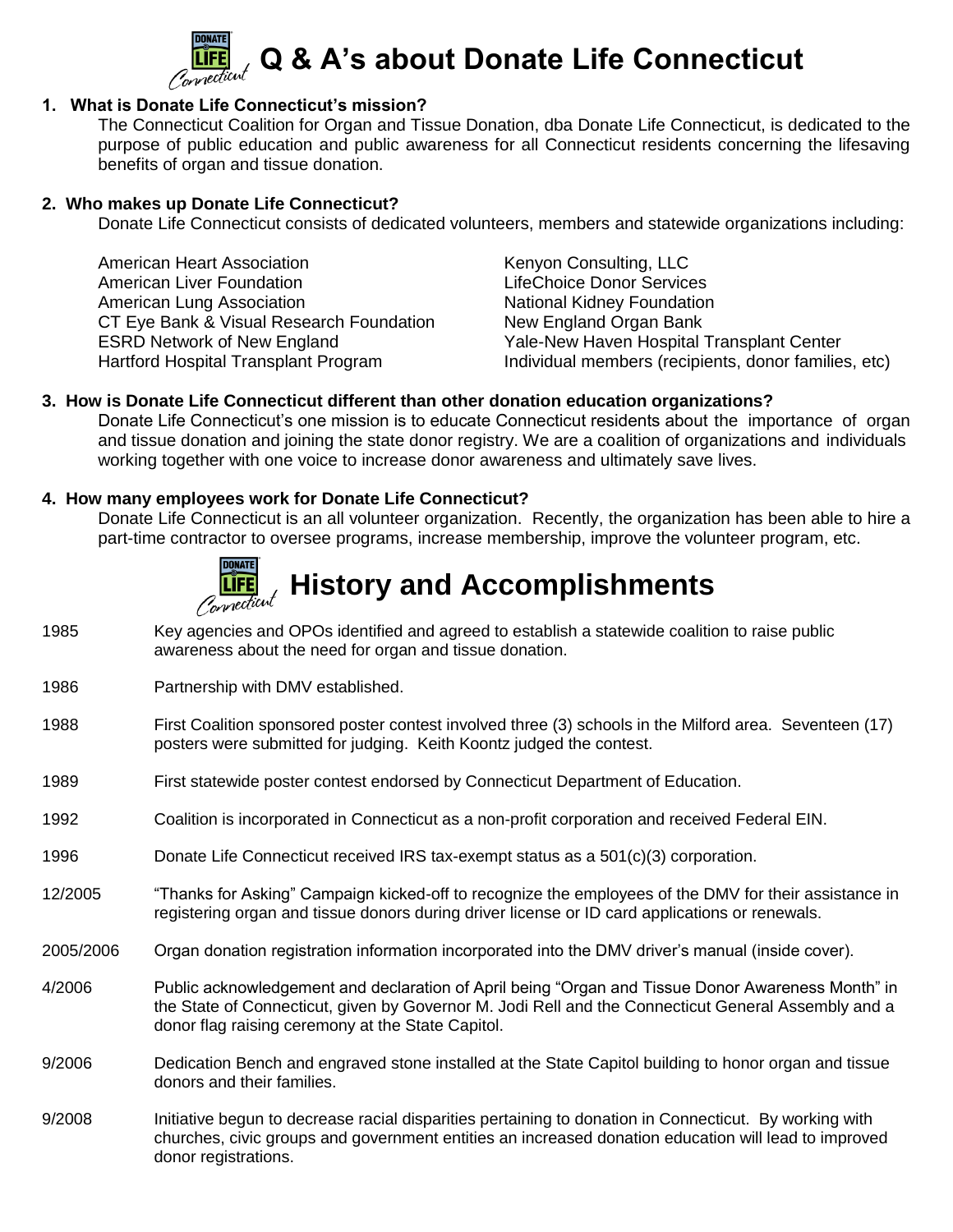# Q & A's about Donate Life Connecticut

**1. What is Donate Life Connecticut's mission?**

The Connecticut Coalition for Organ and Tissue Donation, dba Donate Life Connecticut, is dedicated to the purpose of public education and public awareness for all Connecticut residents concerning the lifesaving benefits of organ and tissue donation.

**2. Who makes up Donate Life Connecticut?**

Donate Life Connecticut consists of dedicated volunteers, members and statewide organizations including:

- American Heart Association
- American Liver Foundation
- American Lung Association
- CT Eye Bank & Visual Research Foundation
- ESRD Network of New England
- Hartford Hospital Transplant Program
- Kenyon Consulting, LLC
- LifeChoice Donor Services
- National Kidney Foundation
- New England Organ Bank
- Yale-New Haven Hospital Transplant Center
- Individual members (recipients, donor families, etc)

**3. How is Donate Life Connecticut different than other donation education organizations?**

Donate Life Connecticut's one mission is to educate Connecticut residents about the importance of organ and tissue donation and joining the state donor registry. We are a coalition of organizations and individuals working together with one voice to increase donor awareness and ultimately save lives.

**4. How many employees work for Donate Life Connecticut?**

Donate Life Connecticut is an all volunteer organization. Recently, the organization has been able to hire a part-time contractor to oversee programs, increase membership, improve the volunteer program, etc.

# History and Accomplishments

| | |
|---|---|
| 1985 | Key agencies and OPOs identified and agreed to establish a statewide coalition to raise public awareness about the need for organ and tissue donation. |
| 1986 | Partnership with DMV established. |
| 1988 | First Coalition sponsored poster contest involved three (3) schools in the Milford area. Seventeen (17) posters were submitted for judging. Keith Koontz judged the contest. |
| 1989 | First statewide poster contest endorsed by Connecticut Department of Education. |
| 1992 | Coalition is incorporated in Connecticut as a non-profit corporation and received Federal EIN. |
| 1996 | Donate Life Connecticut received IRS tax-exempt status as a 501(c)(3) corporation. |
| 12/2005 | "Thanks for Asking" Campaign kicked-off to recognize the employees of the DMV for their assistance in registering organ and tissue donors during driver license or ID card applications or renewals. |
| 2005/2006 | Organ donation registration information incorporated into the DMV driver's manual (inside cover). |
| 4/2006 | Public acknowledgement and declaration of April being "Organ and Tissue Donor Awareness Month" in the State of Connecticut, given by Governor M. Jodi Rell and the Connecticut General Assembly and a donor flag raising ceremony at the State Capitol. |
| 9/2006 | Dedication Bench and engraved stone installed at the State Capitol building to honor organ and tissue donors and their families. |
| 9/2008 | Initiative begun to decrease racial disparities pertaining to donation in Connecticut. By working with churches, civic groups and government entities an increased donation education will lead to improved donor registrations. |